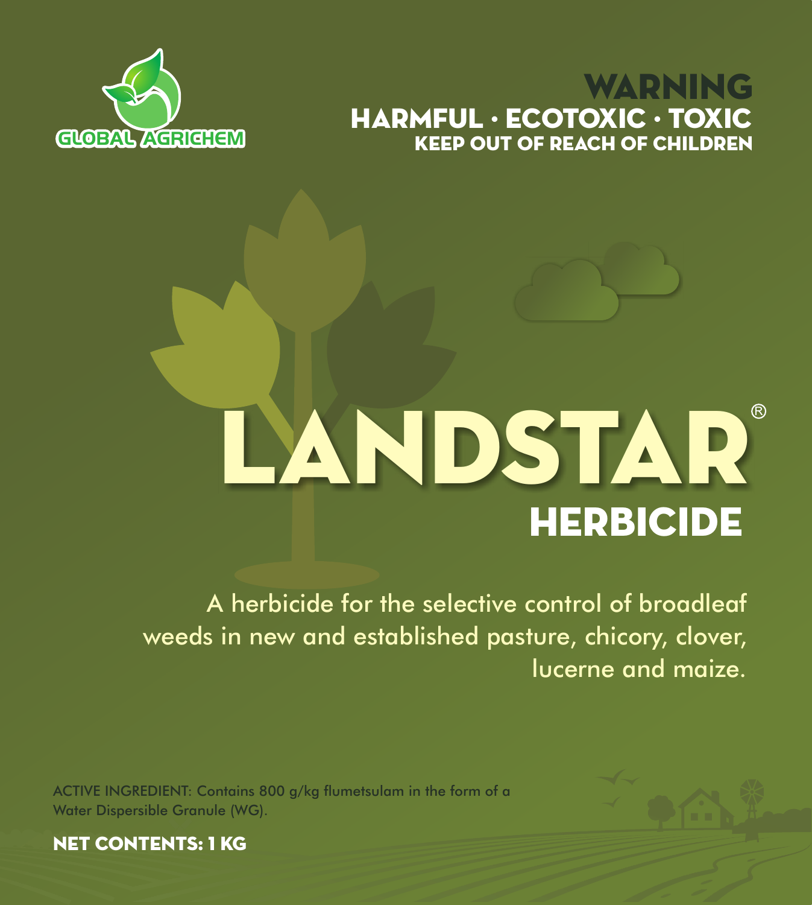GLOBAL AGRICHEM

**WARNING**
**HARMFUL · ECOTOXIC · TOXIC**
**KEEP OUT OF REACH OF CHILDREN**

# LANDSTAR®

## HERBICIDE

A herbicide for the selective control of broadleaf weeds in new and established pasture, chicory, clover, lucerne and maize.

ACTIVE INGREDIENT: Contains 800 g/kg flumetsulam in the form of a Water Dispersible Granule (WG).

**NET CONTENTS: 1 KG**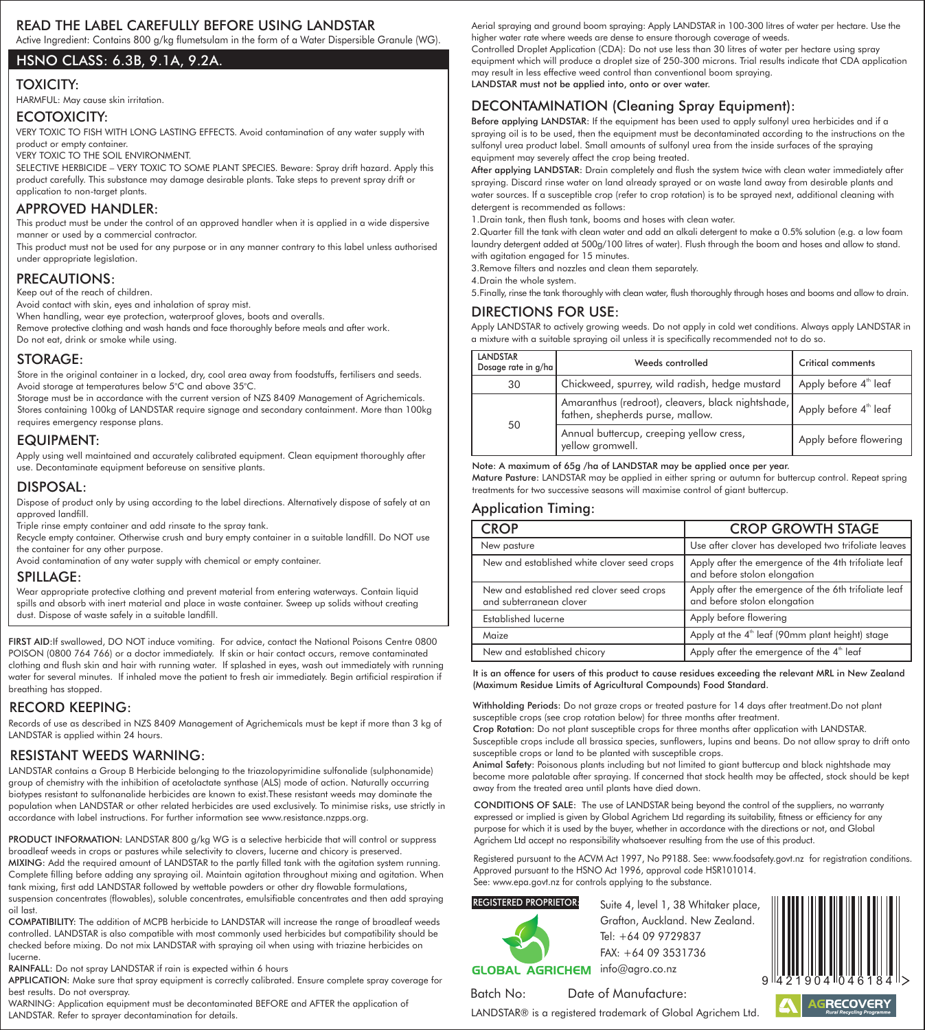# READ THE LABEL CAREFULLY BEFORE USING LANDSTAR

Active Ingredient: Contains 800 g/kg flumetsulam in the form of a Water Dispersible Granule (WG).

## HSNO CLASS: 6.3B, 9.1A, 9.2A.

## TOXICITY:

HARMFUL: May cause skin irritation.

## ECOTOXICITY:

VERY TOXIC TO FISH WITH LONG LASTING EFFECTS. Avoid contamination of any water supply with product or empty container.

VERY TOXIC TO THE SOIL ENVIRONMENT.

SELECTIVE HERBICIDE – VERY TOXIC TO SOME PLANT SPECIES. Beware: Spray drift hazard. Apply this product carefully. This substance may damage desirable plants. Take steps to prevent spray drift or application to non-target plants.

## APPROVED HANDLER:

This product must be under the control of an approved handler when it is applied in a wide dispersive manner or used by a commercial contractor.

This product must not be used for any purpose or in any manner contrary to this label unless authorised under appropriate legislation.

## PRECAUTIONS:

Keep out of the reach of children.

Avoid contact with skin, eyes and inhalation of spray mist.

When handling, wear eye protection, waterproof gloves, boots and overalls.

Remove protective clothing and wash hands and face thoroughly before meals and after work.

Do not eat, drink or smoke while using.

## STORAGE:

Store in the original container in a locked, dry, cool area away from foodstuffs, fertilisers and seeds. Avoid storage at temperatures below 5°C and above 35°C.

Storage must be in accordance with the current version of NZS 8409 Management of Agrichemicals. Stores containing 100kg of LANDSTAR require signage and secondary containment. More than 100kg requires emergency response plans.

## EQUIPMENT:

Apply using well maintained and accurately calibrated equipment. Clean equipment thoroughly after use. Decontaminate equipment beforeuse on sensitive plants.

## DISPOSAL:

Dispose of product only by using according to the label directions. Alternatively dispose of safely at an approved landfill.

Triple rinse empty container and add rinsate to the spray tank.

Recycle empty container. Otherwise crush and bury empty container in a suitable landfill. Do NOT use the container for any other purpose.

Avoid contamination of any water supply with chemical or empty container.

## SPILLAGE:

Wear appropriate protective clothing and prevent material from entering waterways. Contain liquid spills and absorb with inert material and place in waste container. Sweep up solids without creating dust. Dispose of waste safely in a suitable landfill.

FIRST AID:If swallowed, DO NOT induce vomiting. For advice, contact the National Poisons Centre 0800 POISON (0800 764 766) or a doctor immediately. If skin or hair contact occurs, remove contaminated clothing and flush skin and hair with running water. If splashed in eyes, wash out immediately with running water for several minutes. If inhaled move the patient to fresh air immediately. Begin artificial respiration if breathing has stopped.

## RECORD KEEPING:

Records of use as described in NZS 8409 Management of Agrichemicals must be kept if more than 3 kg of LANDSTAR is applied within 24 hours.

## RESISTANT WEEDS WARNING:

LANDSTAR contains a Group B Herbicide belonging to the triazolopyrimidine sulfonalide (sulphonamide) group of chemistry with the inhibition of acetolactate synthase (ALS) mode of action. Naturally occurring biotypes resistant to sulfonanalide herbicides are known to exist.These resistant weeds may dominate the population when LANDSTAR or other related herbicides are used exclusively. To minimise risks, use strictly in accordance with label instructions. For further information see www.resistance.nzpps.org.

**PRODUCT INFORMATION**: LANDSTAR 800 g/kg WG is a selective herbicide that will control or suppress broadleaf weeds in crops or pastures while selectivity to clovers, lucerne and chicory is preserved.

**MIXING**: Add the required amount of LANDSTAR to the partly filled tank with the agitation system running. Complete filling before adding any spraying oil. Maintain agitation throughout mixing and agitation. When tank mixing, first add LANDSTAR followed by wettable powders or other dry flowable formulations, suspension concentrates (flowables), soluble concentrates, emulsifiable concentrates and then add spraying oil last.

**COMPATIBILITY**: The addition of MCPB herbicide to LANDSTAR will increase the range of broadleaf weeds controlled. LANDSTAR is also compatible with most commonly used herbicides but compatibility should be checked before mixing. Do not mix LANDSTAR with spraying oil when using with triazine herbicides on lucerne.

**RAINFALL**: Do not spray LANDSTAR if rain is expected within 6 hours

**APPLICATION**: Make sure that spray equipment is correctly calibrated. Ensure complete spray coverage for best results. Do not overspray.

WARNING: Application equipment must be decontaminated BEFORE and AFTER the application of LANDSTAR. Refer to sprayer decontamination for details.

Aerial spraying and ground boom spraying: Apply LANDSTAR in 100-300 litres of water per hectare. Use the higher water rate where weeds are dense to ensure thorough coverage of weeds.

Controlled Droplet Application (CDA): Do not use less than 30 litres of water per hectare using spray equipment which will produce a droplet size of 250-300 microns. Trial results indicate that CDA application may result in less effective weed control than conventional boom spraying.

**LANDSTAR must not be applied into, onto or over water.**

## DECONTAMINATION (Cleaning Spray Equipment):

**Before applying LANDSTAR**: If the equipment has been used to apply sulfonyl urea herbicides and if a spraying oil is to be used, then the equipment must be decontaminated according to the instructions on the sulfonyl urea product label. Small amounts of sulfonyl urea from the inside surfaces of the spraying equipment may severely affect the crop being treated.

**After applying LANDSTAR**: Drain completely and flush the system twice with clean water immediately after spraying. Discard rinse water on land already sprayed or on waste land away from desirable plants and water sources. If a susceptible crop (refer to crop rotation) is to be sprayed next, additional cleaning with detergent is recommended as follows:

1. Drain tank, then flush tank, booms and hoses with clean water.
2. Quarter fill the tank with clean water and add an alkali detergent to make a 0.5% solution (e.g. a low foam laundry detergent added at 500g/100 litres of water). Flush through the boom and hoses and allow to stand. with agitation engaged for 15 minutes.
3. Remove filters and nozzles and clean them separately.
4. Drain the whole system.
5. Finally, rinse the tank thoroughly with clean water, flush thoroughly through hoses and booms and allow to drain.

## DIRECTIONS FOR USE:

Apply LANDSTAR to actively growing weeds. Do not apply in cold wet conditions. Always apply LANDSTAR in a mixture with a suitable spraying oil unless it is specifically recommended not to do so.

| LANDSTAR Dosage rate in g/ha | Weeds controlled | Critical comments |
|---|---|---|
| 30 | Chickweed, spurrey, wild radish, hedge mustard | Apply before 4th leaf |
| 50 | Amaranthus (redroot), cleavers, black nightshade, fathen, shepherds purse, mallow. | Apply before 4th leaf |
| | Annual buttercup, creeping yellow cress, yellow gromwell. | Apply before flowering |

Note: A maximum of 65g /ha of LANDSTAR may be applied once per year.

Mature Pasture: LANDSTAR may be applied in either spring or autumn for buttercup control. Repeat spring treatments for two successive seasons will maximise control of giant buttercup.

## Application Timing:

| CROP | CROP GROWTH STAGE |
|---|---|
| New pasture | Use after clover has developed two trifoliate leaves |
| New and established white clover seed crops | Apply after the emergence of the 4th trifoliate leaf and before stolon elongation |
| New and established red clover seed crops and subterranean clover | Apply after the emergence of the 6th trifoliate leaf and before stolon elongation |
| Established lucerne | Apply before flowering |
| Maize | Apply at the 4th leaf (90mm plant height) stage |
| New and established chicory | Apply after the emergence of the 4th leaf |

It is an offence for users of this product to cause residues exceeding the relevant MRL in New Zealand (Maximum Residue Limits of Agricultural Compounds) Food Standard.

**Withholding Periods**: Do not graze crops or treated pasture for 14 days after treatment.Do not plant susceptible crops (see crop rotation below) for three months after treatment.

**Crop Rotation**: Do not plant susceptible crops for three months after application with LANDSTAR. Susceptible crops include all brassica species, sunflowers, lupins and beans. Do not allow spray to drift onto susceptible crops or land to be planted with susceptible crops.

**Animal Safety**: Poisonous plants including but not limited to giant buttercup and black nightshade may become more palatable after spraying. If concerned that stock health may be affected, stock should be kept away from the treated area until plants have died down.

**CONDITIONS OF SALE**: The use of LANDSTAR being beyond the control of the suppliers, no warranty expressed or implied is given by Global Agrichem Ltd regarding its suitability, fitness or efficiency for any purpose for which it is used by the buyer, whether in accordance with the directions or not, and Global Agrichem Ltd accept no responsibility whatsoever resulting from the use of this product.

Registered pursuant to the ACVM Act 1997, No P9188. See: www.foodsafety.govt.nz for registration conditions. Approved pursuant to the HSNO Act 1996, approval code HSR101014.

See: www.epa.govt.nz for controls applying to the substance.

REGISTERED PROPRIETOR:

GLOBAL AGRICHEM

Suite 4, level 1, 38 Whitaker place,
Grafton, Auckland. New Zealand.
Tel: +64 09 9729837
FAX: +64 09 3531736
info@agro.co.nz

9 421904 046184

Batch No: Date of Manufacture:

LANDSTAR® is a registered trademark of Global Agrichem Ltd.

AGRECOVERY Rural Recycling Programme